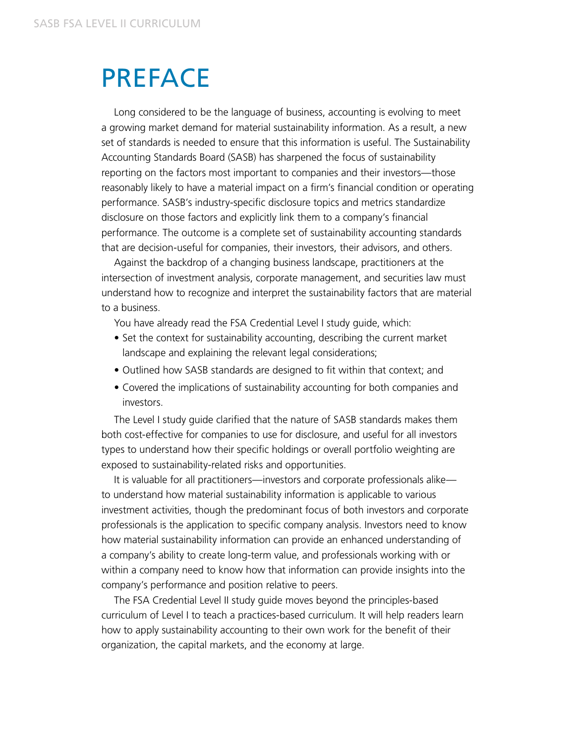# PREFACE

Long considered to be the language of business, accounting is evolving to meet a growing market demand for material sustainability information. As a result, a new set of standards is needed to ensure that this information is useful. The Sustainability Accounting Standards Board (SASB) has sharpened the focus of sustainability reporting on the factors most important to companies and their investors—those reasonably likely to have a material impact on a firm's financial condition or operating performance. SASB's industry-specific disclosure topics and metrics standardize disclosure on those factors and explicitly link them to a company's financial performance. The outcome is a complete set of sustainability accounting standards that are decision-useful for companies, their investors, their advisors, and others.

Against the backdrop of a changing business landscape, practitioners at the intersection of investment analysis, corporate management, and securities law must understand how to recognize and interpret the sustainability factors that are material to a business.

You have already read the FSA Credential Level I study guide, which:

- Set the context for sustainability accounting, describing the current market landscape and explaining the relevant legal considerations;
- Outlined how SASB standards are designed to fit within that context; and
- Covered the implications of sustainability accounting for both companies and investors.

The Level I study guide clarified that the nature of SASB standards makes them both cost-effective for companies to use for disclosure, and useful for all investors types to understand how their specific holdings or overall portfolio weighting are exposed to sustainability-related risks and opportunities.

It is valuable for all practitioners—investors and corporate professionals alike—to understand how material sustainability information is applicable to various investment activities, though the predominant focus of both investors and corporate professionals is the application to specific company analysis. Investors need to know how material sustainability information can provide an enhanced understanding of a company's ability to create long-term value, and professionals working with or within a company need to know how that information can provide insights into the company's performance and position relative to peers.

The FSA Credential Level II study guide moves beyond the principles-based curriculum of Level I to teach a practices-based curriculum. It will help readers learn how to apply sustainability accounting to their own work for the benefit of their organization, the capital markets, and the economy at large.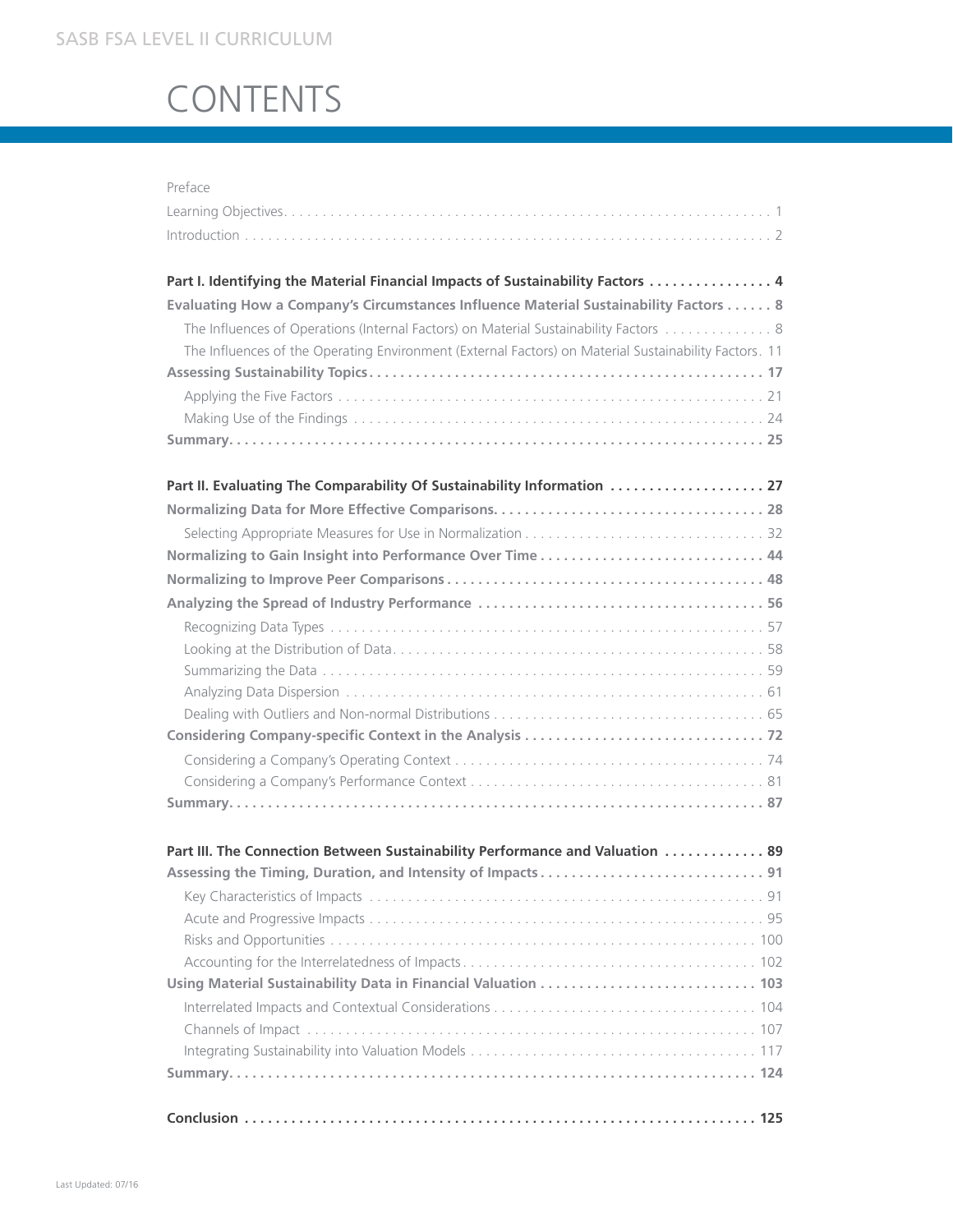# CONTENTS

Preface

Learning Objectives . . . . . 1

Introduction . . . . . 2

**Part I. Identifying the Material Financial Impacts of Sustainability Factors . . . . . 4**

**Evaluating How a Company's Circumstances Influence Material Sustainability Factors . . . . . 8**

- The Influences of Operations (Internal Factors) on Material Sustainability Factors . . . . . 8
- The Influences of the Operating Environment (External Factors) on Material Sustainability Factors . 11

**Assessing Sustainability Topics . . . . . 17**

- Applying the Five Factors . . . . . 21
- Making Use of the Findings . . . . . 24

**Summary . . . . . 25**

**Part II. Evaluating The Comparability Of Sustainability Information . . . . . 27**

**Normalizing Data for More Effective Comparisons . . . . . 28**

- Selecting Appropriate Measures for Use in Normalization . . . . . 32

**Normalizing to Gain Insight into Performance Over Time . . . . . 44**

**Normalizing to Improve Peer Comparisons . . . . . 48**

**Analyzing the Spread of Industry Performance . . . . . 56**

- Recognizing Data Types . . . . . 57
- Looking at the Distribution of Data . . . . . 58
- Summarizing the Data . . . . . 59
- Analyzing Data Dispersion . . . . . 61
- Dealing with Outliers and Non-normal Distributions . . . . . 65

**Considering Company-specific Context in the Analysis . . . . . 72**

- Considering a Company's Operating Context . . . . . 74
- Considering a Company's Performance Context . . . . . 81

**Summary . . . . . 87**

**Part III. The Connection Between Sustainability Performance and Valuation . . . . . 89**

**Assessing the Timing, Duration, and Intensity of Impacts . . . . . 91**

- Key Characteristics of Impacts . . . . . 91
- Acute and Progressive Impacts . . . . . 95
- Risks and Opportunities . . . . . 100
- Accounting for the Interrelatedness of Impacts . . . . . 102

**Using Material Sustainability Data in Financial Valuation . . . . . 103**

- Interrelated Impacts and Contextual Considerations . . . . . 104
- Channels of Impact . . . . . 107
- Integrating Sustainability into Valuation Models . . . . . 117

**Summary . . . . . 124**

**Conclusion . . . . . 125**

Last Updated: 07/16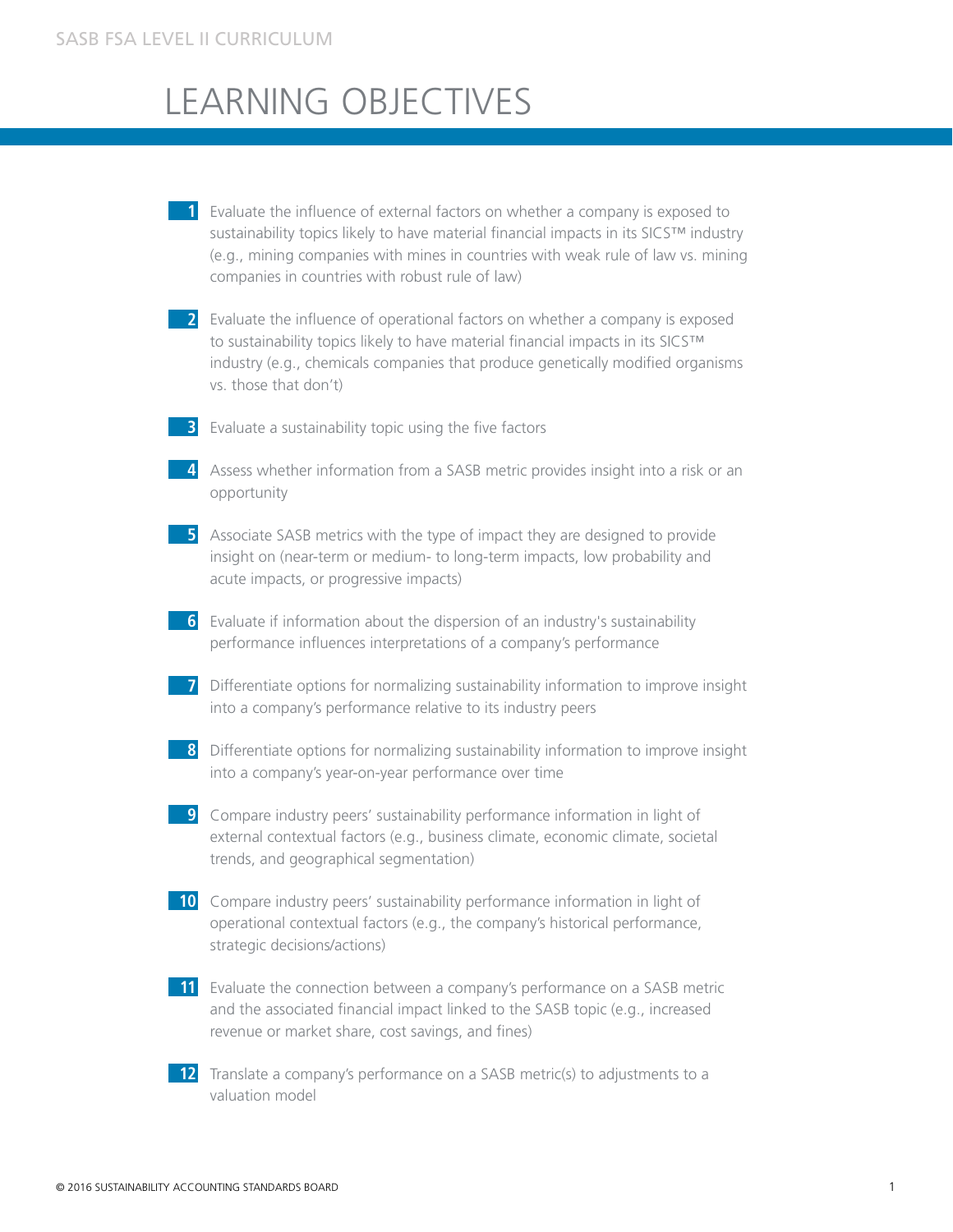# LEARNING OBJECTIVES

1. Evaluate the influence of external factors on whether a company is exposed to sustainability topics likely to have material financial impacts in its SICS™ industry (e.g., mining companies with mines in countries with weak rule of law vs. mining companies in countries with robust rule of law)

2. Evaluate the influence of operational factors on whether a company is exposed to sustainability topics likely to have material financial impacts in its SICS™ industry (e.g., chemicals companies that produce genetically modified organisms vs. those that don't)

3. Evaluate a sustainability topic using the five factors

4. Assess whether information from a SASB metric provides insight into a risk or an opportunity

5. Associate SASB metrics with the type of impact they are designed to provide insight on (near-term or medium- to long-term impacts, low probability and acute impacts, or progressive impacts)

6. Evaluate if information about the dispersion of an industry's sustainability performance influences interpretations of a company's performance

7. Differentiate options for normalizing sustainability information to improve insight into a company's performance relative to its industry peers

8. Differentiate options for normalizing sustainability information to improve insight into a company's year-on-year performance over time

9. Compare industry peers' sustainability performance information in light of external contextual factors (e.g., business climate, economic climate, societal trends, and geographical segmentation)

10. Compare industry peers' sustainability performance information in light of operational contextual factors (e.g., the company's historical performance, strategic decisions/actions)

11. Evaluate the connection between a company's performance on a SASB metric and the associated financial impact linked to the SASB topic (e.g., increased revenue or market share, cost savings, and fines)

12. Translate a company's performance on a SASB metric(s) to adjustments to a valuation model

© 2016 SUSTAINABILITY ACCOUNTING STANDARDS BOARD